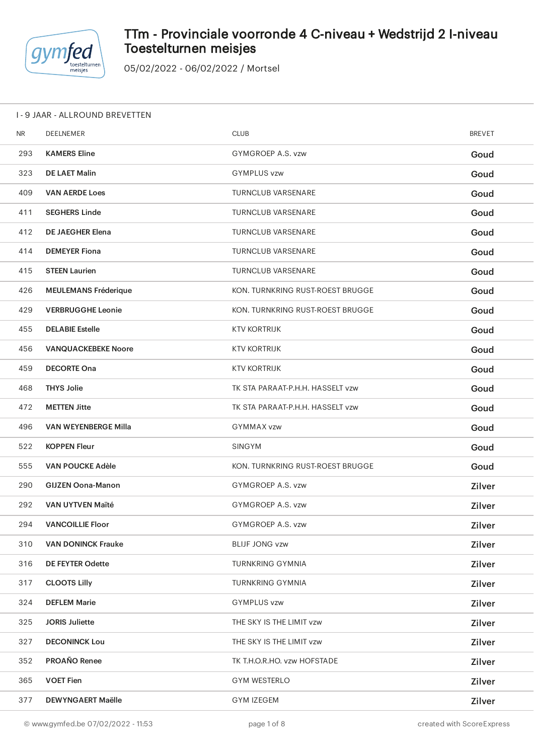# TTm - Provinciale voorronde 4 C-niveau + Wedstrijd 2 I-niveau Toestelturnen meisjes

05/02/2022 - 06/02/2022 / Mortsel

## I - 9 JAAR - ALLROUND BREVETTEN

| NR | DEELNEMER | CLUB | BREVET |
|---|---|---|---|
| 293 | **KAMERS Eline** | GYMGROEP A.S. vzw | Goud |
| 323 | **DE LAET Malin** | GYMPLUS vzw | Goud |
| 409 | **VAN AERDE Loes** | TURNCLUB VARSENARE | Goud |
| 411 | **SEGHERS Linde** | TURNCLUB VARSENARE | Goud |
| 412 | **DE JAEGHER Elena** | TURNCLUB VARSENARE | Goud |
| 414 | **DEMEYER Fiona** | TURNCLUB VARSENARE | Goud |
| 415 | **STEEN Laurien** | TURNCLUB VARSENARE | Goud |
| 426 | **MEULEMANS Fréderique** | KON. TURNKRING RUST-ROEST BRUGGE | Goud |
| 429 | **VERBRUGGHE Leonie** | KON. TURNKRING RUST-ROEST BRUGGE | Goud |
| 455 | **DELABIE Estelle** | KTV KORTRIJK | Goud |
| 456 | **VANQUACKEBEKE Noore** | KTV KORTRIJK | Goud |
| 459 | **DECORTE Ona** | KTV KORTRIJK | Goud |
| 468 | **THYS Jolie** | TK STA PARAAT-P.H.H. HASSELT vzw | Goud |
| 472 | **METTEN Jitte** | TK STA PARAAT-P.H.H. HASSELT vzw | Goud |
| 496 | **VAN WEYENBERGE Milla** | GYMMAX vzw | Goud |
| 522 | **KOPPEN Fleur** | SINGYM | Goud |
| 555 | **VAN POUCKE Adèle** | KON. TURNKRING RUST-ROEST BRUGGE | Goud |
| 290 | **GIJZEN Oona-Manon** | GYMGROEP A.S. vzw | Zilver |
| 292 | **VAN UYTVEN Maïté** | GYMGROEP A.S. vzw | Zilver |
| 294 | **VANCOILLIE Floor** | GYMGROEP A.S. vzw | Zilver |
| 310 | **VAN DONINCK Frauke** | BLIJF JONG vzw | Zilver |
| 316 | **DE FEYTER Odette** | TURNKRING GYMNIA | Zilver |
| 317 | **CLOOTS Lilly** | TURNKRING GYMNIA | Zilver |
| 324 | **DEFLEM Marie** | GYMPLUS vzw | Zilver |
| 325 | **JORIS Juliette** | THE SKY IS THE LIMIT vzw | Zilver |
| 327 | **DECONINCK Lou** | THE SKY IS THE LIMIT vzw | Zilver |
| 352 | **PROAÑO Renee** | TK T.H.O.R.HO. vzw HOFSTADE | Zilver |
| 365 | **VOET Fien** | GYM WESTERLO | Zilver |
| 377 | **DEWYNGAERT Maëlle** | GYM IZEGEM | Zilver |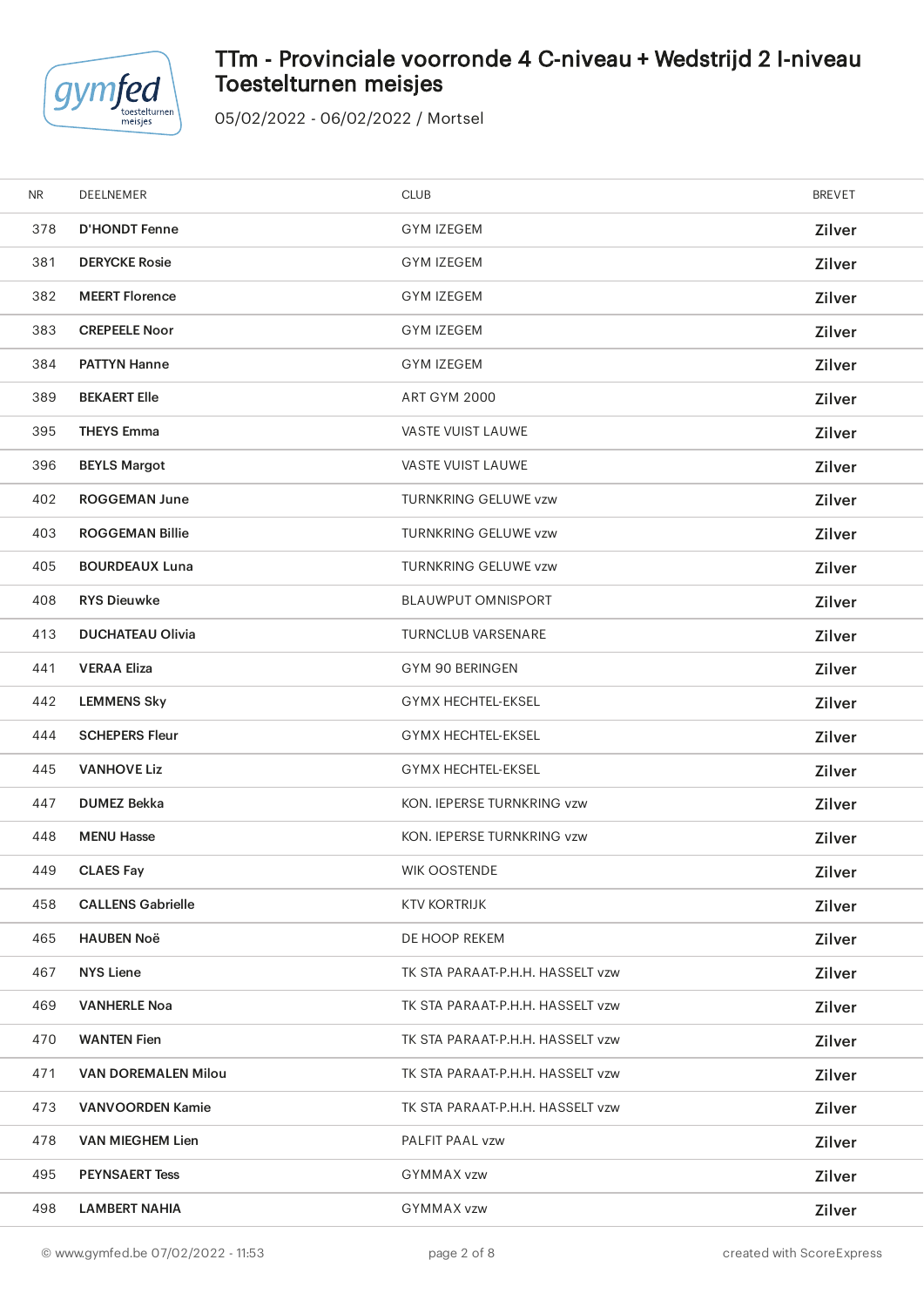# TTm - Provinciale voorronde 4 C-niveau + Wedstrijd 2 I-niveau Toestelturnen meisjes

05/02/2022 - 06/02/2022 / Mortsel

| NR | DEELNEMER | CLUB | BREVET |
|---|---|---|---|
| 378 | **D'HONDT Fenne** | GYM IZEGEM | Zilver |
| 381 | **DERYCKE Rosie** | GYM IZEGEM | Zilver |
| 382 | **MEERT Florence** | GYM IZEGEM | Zilver |
| 383 | **CREPEELE Noor** | GYM IZEGEM | Zilver |
| 384 | **PATTYN Hanne** | GYM IZEGEM | Zilver |
| 389 | **BEKAERT Elle** | ART GYM 2000 | Zilver |
| 395 | **THEYS Emma** | VASTE VUIST LAUWE | Zilver |
| 396 | **BEYLS Margot** | VASTE VUIST LAUWE | Zilver |
| 402 | **ROGGEMAN June** | TURNKRING GELUWE vzw | Zilver |
| 403 | **ROGGEMAN Billie** | TURNKRING GELUWE vzw | Zilver |
| 405 | **BOURDEAUX Luna** | TURNKRING GELUWE vzw | Zilver |
| 408 | **RYS Dieuwke** | BLAUWPUT OMNISPORT | Zilver |
| 413 | **DUCHATEAU Olivia** | TURNCLUB VARSENARE | Zilver |
| 441 | **VERAA Eliza** | GYM 90 BERINGEN | Zilver |
| 442 | **LEMMENS Sky** | GYMX HECHTEL-EKSEL | Zilver |
| 444 | **SCHEPERS Fleur** | GYMX HECHTEL-EKSEL | Zilver |
| 445 | **VANHOVE Liz** | GYMX HECHTEL-EKSEL | Zilver |
| 447 | **DUMEZ Bekka** | KON. IEPERSE TURNKRING vzw | Zilver |
| 448 | **MENU Hasse** | KON. IEPERSE TURNKRING vzw | Zilver |
| 449 | **CLAES Fay** | WIK OOSTENDE | Zilver |
| 458 | **CALLENS Gabrielle** | KTV KORTRIJK | Zilver |
| 465 | **HAUBEN Noë** | DE HOOP REKEM | Zilver |
| 467 | **NYS Liene** | TK STA PARAAT-P.H.H. HASSELT vzw | Zilver |
| 469 | **VANHERLE Noa** | TK STA PARAAT-P.H.H. HASSELT vzw | Zilver |
| 470 | **WANTEN Fien** | TK STA PARAAT-P.H.H. HASSELT vzw | Zilver |
| 471 | **VAN DOREMALEN Milou** | TK STA PARAAT-P.H.H. HASSELT vzw | Zilver |
| 473 | **VANVOORDEN Kamie** | TK STA PARAAT-P.H.H. HASSELT vzw | Zilver |
| 478 | **VAN MIEGHEM Lien** | PALFIT PAAL vzw | Zilver |
| 495 | **PEYNSAERT Tess** | GYMMAX vzw | Zilver |
| 498 | **LAMBERT NAHIA** | GYMMAX vzw | Zilver |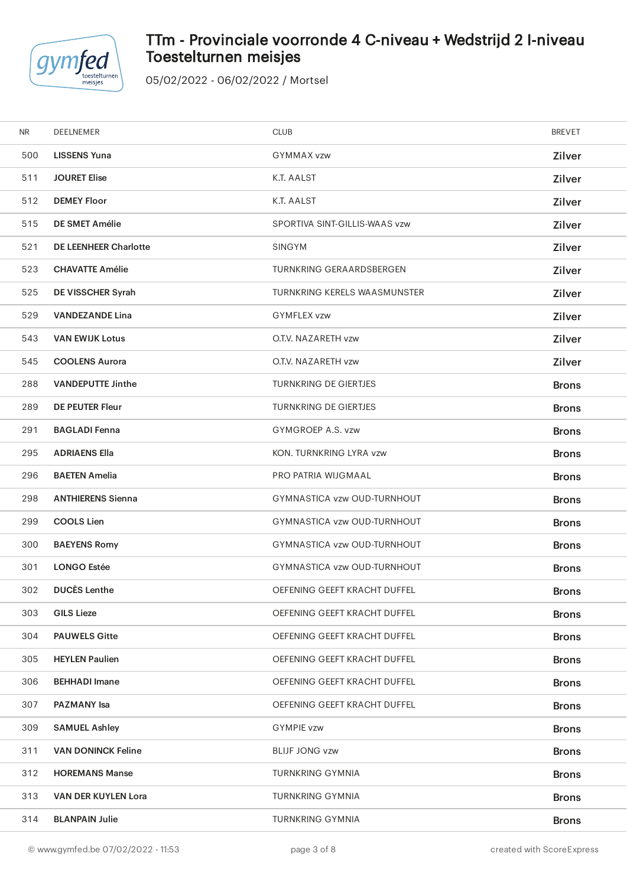# TTm - Provinciale voorronde 4 C-niveau + Wedstrijd 2 I-niveau Toestelturnen meisjes

05/02/2022 - 06/02/2022 / Mortsel

| NR | DEELNEMER | CLUB | BREVET |
|---|---|---|---|
| 500 | **LISSENS Yuna** | GYMMAX vzw | Zilver |
| 511 | **JOURET Elise** | K.T. AALST | Zilver |
| 512 | **DEMEY Floor** | K.T. AALST | Zilver |
| 515 | **DE SMET Amélie** | SPORTIVA SINT-GILLIS-WAAS vzw | Zilver |
| 521 | **DE LEENHEER Charlotte** | SINGYM | Zilver |
| 523 | **CHAVATTE Amélie** | TURNKRING GERAARDSBERGEN | Zilver |
| 525 | **DE VISSCHER Syrah** | TURNKRING KERELS WAASMUNSTER | Zilver |
| 529 | **VANDEZANDE Lina** | GYMFLEX vzw | Zilver |
| 543 | **VAN EWIJK Lotus** | O.T.V. NAZARETH vzw | Zilver |
| 545 | **COOLENS Aurora** | O.T.V. NAZARETH vzw | Zilver |
| 288 | **VANDEPUTTE Jinthe** | TURNKRING DE GIERTJES | Brons |
| 289 | **DE PEUTER Fleur** | TURNKRING DE GIERTJES | Brons |
| 291 | **BAGLADI Fenna** | GYMGROEP A.S. vzw | Brons |
| 295 | **ADRIAENS Ella** | KON. TURNKRING LYRA vzw | Brons |
| 296 | **BAETEN Amelia** | PRO PATRIA WIJGMAAL | Brons |
| 298 | **ANTHIERENS Sienna** | GYMNASTICA vzw OUD-TURNHOUT | Brons |
| 299 | **COOLS Lien** | GYMNASTICA vzw OUD-TURNHOUT | Brons |
| 300 | **BAEYENS Romy** | GYMNASTICA vzw OUD-TURNHOUT | Brons |
| 301 | **LONGO Estée** | GYMNASTICA vzw OUD-TURNHOUT | Brons |
| 302 | **DUCÈS Lenthe** | OEFENING GEEFT KRACHT DUFFEL | Brons |
| 303 | **GILS Lieze** | OEFENING GEEFT KRACHT DUFFEL | Brons |
| 304 | **PAUWELS Gitte** | OEFENING GEEFT KRACHT DUFFEL | Brons |
| 305 | **HEYLEN Paulien** | OEFENING GEEFT KRACHT DUFFEL | Brons |
| 306 | **BEHHADI Imane** | OEFENING GEEFT KRACHT DUFFEL | Brons |
| 307 | **PAZMANY Isa** | OEFENING GEEFT KRACHT DUFFEL | Brons |
| 309 | **SAMUEL Ashley** | GYMPIE vzw | Brons |
| 311 | **VAN DONINCK Feline** | BLIJF JONG vzw | Brons |
| 312 | **HOREMANS Manse** | TURNKRING GYMNIA | Brons |
| 313 | **VAN DER KUYLEN Lora** | TURNKRING GYMNIA | Brons |
| 314 | **BLANPAIN Julie** | TURNKRING GYMNIA | Brons |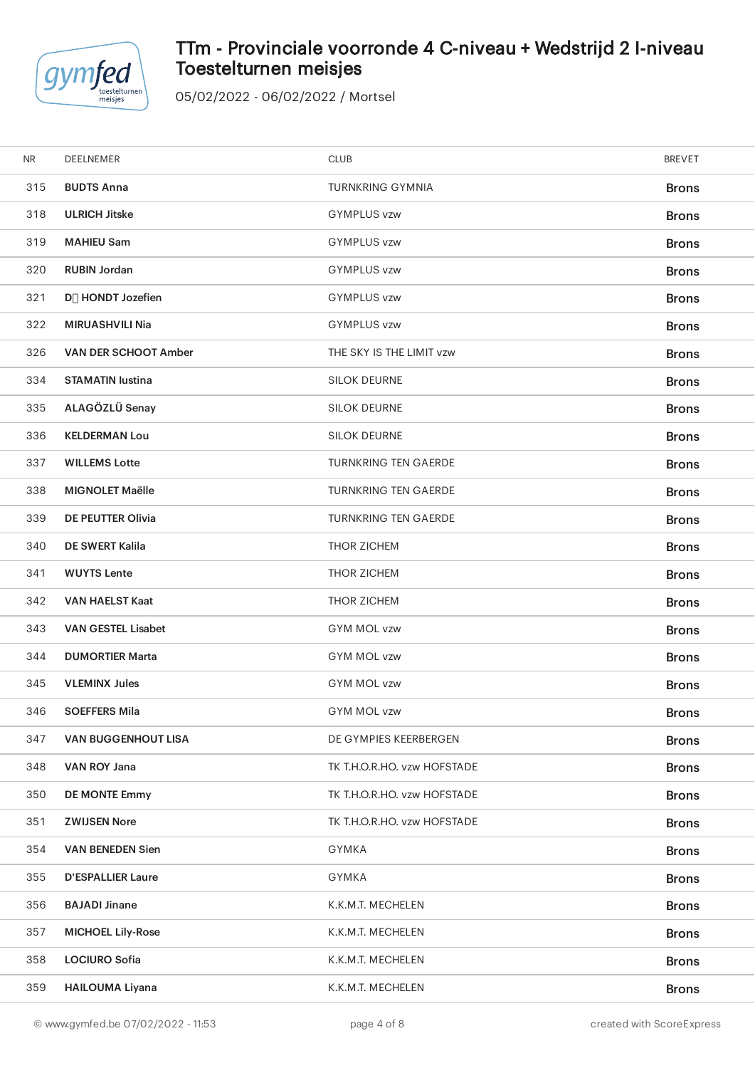# TTm - Provinciale voorronde 4 C-niveau + Wedstrijd 2 I-niveau Toestelturnen meisjes

05/02/2022 - 06/02/2022 / Mortsel

| NR | DEELNEMER | CLUB | BREVET |
|---|---|---|---|
| 315 | **BUDTS Anna** | TURNKRING GYMNIA | Brons |
| 318 | **ULRICH Jitske** | GYMPLUS vzw | Brons |
| 319 | **MAHIEU Sam** | GYMPLUS vzw | Brons |
| 320 | **RUBIN Jordan** | GYMPLUS vzw | Brons |
| 321 | **D HONDT Jozefien** | GYMPLUS vzw | Brons |
| 322 | **MIRUASHVILI Nia** | GYMPLUS vzw | Brons |
| 326 | **VAN DER SCHOOT Amber** | THE SKY IS THE LIMIT vzw | Brons |
| 334 | **STAMATIN Iustina** | SILOK DEURNE | Brons |
| 335 | **ALAGÖZLÜ Senay** | SILOK DEURNE | Brons |
| 336 | **KELDERMAN Lou** | SILOK DEURNE | Brons |
| 337 | **WILLEMS Lotte** | TURNKRING TEN GAERDE | Brons |
| 338 | **MIGNOLET Maëlle** | TURNKRING TEN GAERDE | Brons |
| 339 | **DE PEUTTER Olivia** | TURNKRING TEN GAERDE | Brons |
| 340 | **DE SWERT Kalila** | THOR ZICHEM | Brons |
| 341 | **WUYTS Lente** | THOR ZICHEM | Brons |
| 342 | **VAN HAELST Kaat** | THOR ZICHEM | Brons |
| 343 | **VAN GESTEL Lisabet** | GYM MOL vzw | Brons |
| 344 | **DUMORTIER Marta** | GYM MOL vzw | Brons |
| 345 | **VLEMINX Jules** | GYM MOL vzw | Brons |
| 346 | **SOEFFERS Mila** | GYM MOL vzw | Brons |
| 347 | **VAN BUGGENHOUT LISA** | DE GYMPIES KEERBERGEN | Brons |
| 348 | **VAN ROY Jana** | TK T.H.O.R.HO. vzw HOFSTADE | Brons |
| 350 | **DE MONTE Emmy** | TK T.H.O.R.HO. vzw HOFSTADE | Brons |
| 351 | **ZWIJSEN Nore** | TK T.H.O.R.HO. vzw HOFSTADE | Brons |
| 354 | **VAN BENEDEN Sien** | GYMKA | Brons |
| 355 | **D'ESPALLIER Laure** | GYMKA | Brons |
| 356 | **BAJADI Jinane** | K.K.M.T. MECHELEN | Brons |
| 357 | **MICHOEL Lily-Rose** | K.K.M.T. MECHELEN | Brons |
| 358 | **LOCIURO Sofia** | K.K.M.T. MECHELEN | Brons |
| 359 | **HAILOUMA Liyana** | K.K.M.T. MECHELEN | Brons |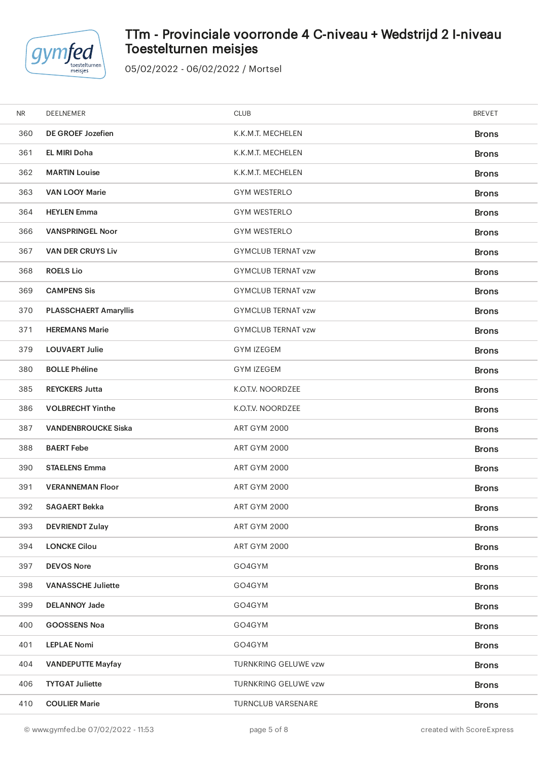# TTm - Provinciale voorronde 4 C-niveau + Wedstrijd 2 I-niveau Toestelturnen meisjes

05/02/2022 - 06/02/2022 / Mortsel

| NR | DEELNEMER | CLUB | BREVET |
|---|---|---|---|
| 360 | **DE GROEF Jozefien** | K.K.M.T. MECHELEN | Brons |
| 361 | **EL MIRI Doha** | K.K.M.T. MECHELEN | Brons |
| 362 | **MARTIN Louise** | K.K.M.T. MECHELEN | Brons |
| 363 | **VAN LOOY Marie** | GYM WESTERLO | Brons |
| 364 | **HEYLEN Emma** | GYM WESTERLO | Brons |
| 366 | **VANSPRINGEL Noor** | GYM WESTERLO | Brons |
| 367 | **VAN DER CRUYS Liv** | GYMCLUB TERNAT vzw | Brons |
| 368 | **ROELS Lio** | GYMCLUB TERNAT vzw | Brons |
| 369 | **CAMPENS Sis** | GYMCLUB TERNAT vzw | Brons |
| 370 | **PLASSCHAERT Amaryllis** | GYMCLUB TERNAT vzw | Brons |
| 371 | **HEREMANS Marie** | GYMCLUB TERNAT vzw | Brons |
| 379 | **LOUVAERT Julie** | GYM IZEGEM | Brons |
| 380 | **BOLLE Phéline** | GYM IZEGEM | Brons |
| 385 | **REYCKERS Jutta** | K.O.T.V. NOORDZEE | Brons |
| 386 | **VOLBRECHT Yinthe** | K.O.T.V. NOORDZEE | Brons |
| 387 | **VANDENBROUCKE Siska** | ART GYM 2000 | Brons |
| 388 | **BAERT Febe** | ART GYM 2000 | Brons |
| 390 | **STAELENS Emma** | ART GYM 2000 | Brons |
| 391 | **VERANNEMAN Floor** | ART GYM 2000 | Brons |
| 392 | **SAGAERT Bekka** | ART GYM 2000 | Brons |
| 393 | **DEVRIENDT Zulay** | ART GYM 2000 | Brons |
| 394 | **LONCKE Cilou** | ART GYM 2000 | Brons |
| 397 | **DEVOS Nore** | GO4GYM | Brons |
| 398 | **VANASSCHE Juliette** | GO4GYM | Brons |
| 399 | **DELANNOY Jade** | GO4GYM | Brons |
| 400 | **GOOSSENS Noa** | GO4GYM | Brons |
| 401 | **LEPLAE Nomi** | GO4GYM | Brons |
| 404 | **VANDEPUTTE Mayfay** | TURNKRING GELUWE vzw | Brons |
| 406 | **TYTGAT Juliette** | TURNKRING GELUWE vzw | Brons |
| 410 | **COULIER Marie** | TURNCLUB VARSENARE | Brons |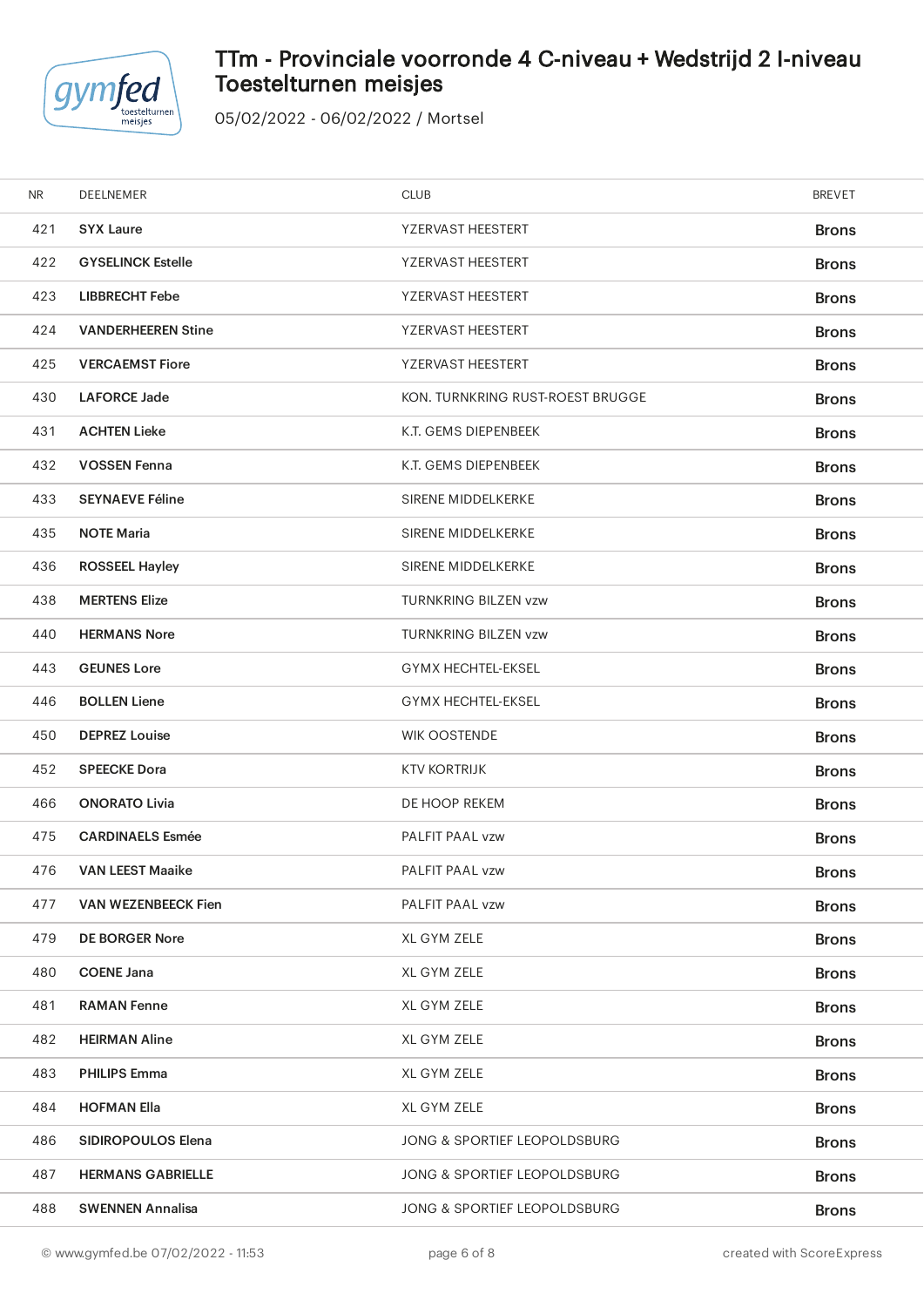# TTm - Provinciale voorronde 4 C-niveau + Wedstrijd 2 I-niveau Toestelturnen meisjes

05/02/2022 - 06/02/2022 / Mortsel

| NR | DEELNEMER | CLUB | BREVET |
|---|---|---|---|
| 421 | **SYX Laure** | YZERVAST HEESTERT | Brons |
| 422 | **GYSELINCK Estelle** | YZERVAST HEESTERT | Brons |
| 423 | **LIBBRECHT Febe** | YZERVAST HEESTERT | Brons |
| 424 | **VANDERHEEREN Stine** | YZERVAST HEESTERT | Brons |
| 425 | **VERCAEMST Fiore** | YZERVAST HEESTERT | Brons |
| 430 | **LAFORCE Jade** | KON. TURNKRING RUST-ROEST BRUGGE | Brons |
| 431 | **ACHTEN Lieke** | K.T. GEMS DIEPENBEEK | Brons |
| 432 | **VOSSEN Fenna** | K.T. GEMS DIEPENBEEK | Brons |
| 433 | **SEYNAEVE Féline** | SIRENE MIDDELKERKE | Brons |
| 435 | **NOTE Maria** | SIRENE MIDDELKERKE | Brons |
| 436 | **ROSSEEL Hayley** | SIRENE MIDDELKERKE | Brons |
| 438 | **MERTENS Elize** | TURNKRING BILZEN vzw | Brons |
| 440 | **HERMANS Nore** | TURNKRING BILZEN vzw | Brons |
| 443 | **GEUNES Lore** | GYMX HECHTEL-EKSEL | Brons |
| 446 | **BOLLEN Liene** | GYMX HECHTEL-EKSEL | Brons |
| 450 | **DEPREZ Louise** | WIK OOSTENDE | Brons |
| 452 | **SPEECKE Dora** | KTV KORTRIJK | Brons |
| 466 | **ONORATO Livia** | DE HOOP REKEM | Brons |
| 475 | **CARDINAELS Esmée** | PALFIT PAAL vzw | Brons |
| 476 | **VAN LEEST Maaike** | PALFIT PAAL vzw | Brons |
| 477 | **VAN WEZENBEECK Fien** | PALFIT PAAL vzw | Brons |
| 479 | **DE BORGER Nore** | XL GYM ZELE | Brons |
| 480 | **COENE Jana** | XL GYM ZELE | Brons |
| 481 | **RAMAN Fenne** | XL GYM ZELE | Brons |
| 482 | **HEIRMAN Aline** | XL GYM ZELE | Brons |
| 483 | **PHILIPS Emma** | XL GYM ZELE | Brons |
| 484 | **HOFMAN Ella** | XL GYM ZELE | Brons |
| 486 | **SIDIROPOULOS Elena** | JONG & SPORTIEF LEOPOLDSBURG | Brons |
| 487 | **HERMANS GABRIELLE** | JONG & SPORTIEF LEOPOLDSBURG | Brons |
| 488 | **SWENNEN Annalisa** | JONG & SPORTIEF LEOPOLDSBURG | Brons |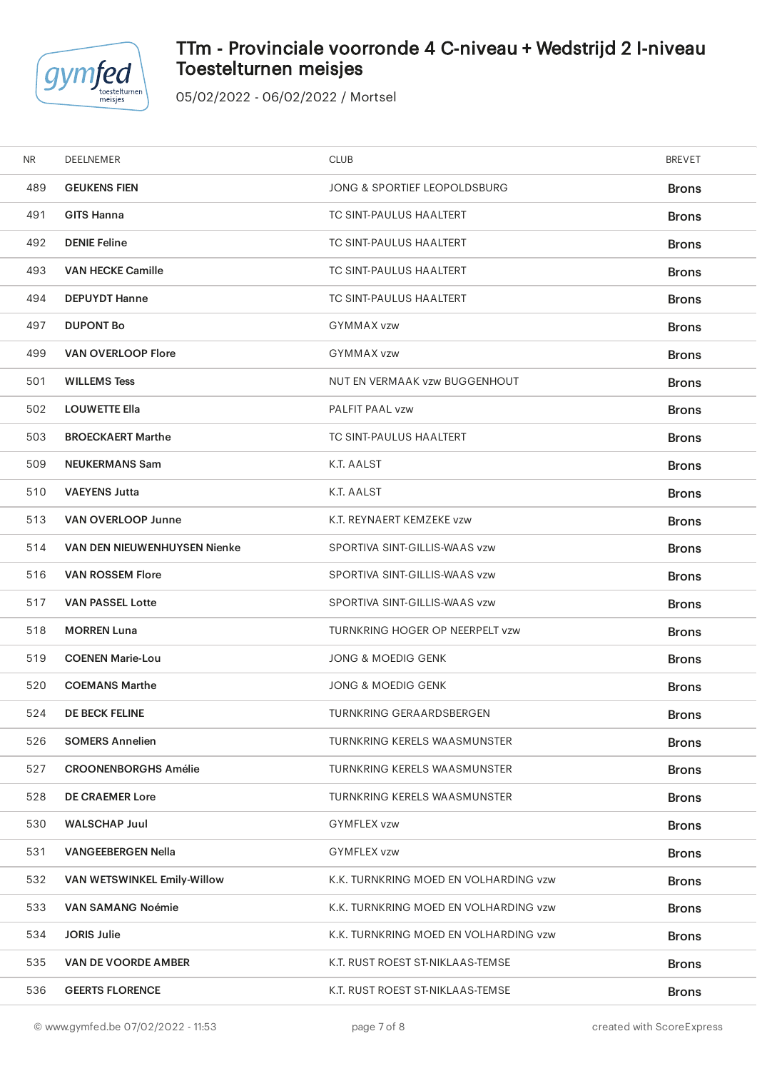# TTm - Provinciale voorronde 4 C-niveau + Wedstrijd 2 I-niveau Toestelturnen meisjes

05/02/2022 - 06/02/2022 / Mortsel

| NR | DEELNEMER | CLUB | BREVET |
|---|---|---|---|
| 489 | **GEUKENS FIEN** | JONG & SPORTIEF LEOPOLDSBURG | Brons |
| 491 | **GITS Hanna** | TC SINT-PAULUS HAALTERT | Brons |
| 492 | **DENIE Feline** | TC SINT-PAULUS HAALTERT | Brons |
| 493 | **VAN HECKE Camille** | TC SINT-PAULUS HAALTERT | Brons |
| 494 | **DEPUYDT Hanne** | TC SINT-PAULUS HAALTERT | Brons |
| 497 | **DUPONT Bo** | GYMMAX vzw | Brons |
| 499 | **VAN OVERLOOP Flore** | GYMMAX vzw | Brons |
| 501 | **WILLEMS Tess** | NUT EN VERMAAK vzw BUGGENHOUT | Brons |
| 502 | **LOUWETTE Ella** | PALFIT PAAL vzw | Brons |
| 503 | **BROECKAERT Marthe** | TC SINT-PAULUS HAALTERT | Brons |
| 509 | **NEUKERMANS Sam** | K.T. AALST | Brons |
| 510 | **VAEYENS Jutta** | K.T. AALST | Brons |
| 513 | **VAN OVERLOOP Junne** | K.T. REYNAERT KEMZEKE vzw | Brons |
| 514 | **VAN DEN NIEUWENHUYSEN Nienke** | SPORTIVA SINT-GILLIS-WAAS vzw | Brons |
| 516 | **VAN ROSSEM Flore** | SPORTIVA SINT-GILLIS-WAAS vzw | Brons |
| 517 | **VAN PASSEL Lotte** | SPORTIVA SINT-GILLIS-WAAS vzw | Brons |
| 518 | **MORREN Luna** | TURNKRING HOGER OP NEERPELT vzw | Brons |
| 519 | **COENEN Marie-Lou** | JONG & MOEDIG GENK | Brons |
| 520 | **COEMANS Marthe** | JONG & MOEDIG GENK | Brons |
| 524 | **DE BECK FELINE** | TURNKRING GERAARDSBERGEN | Brons |
| 526 | **SOMERS Annelien** | TURNKRING KERELS WAASMUNSTER | Brons |
| 527 | **CROONENBORGHS Amélie** | TURNKRING KERELS WAASMUNSTER | Brons |
| 528 | **DE CRAEMER Lore** | TURNKRING KERELS WAASMUNSTER | Brons |
| 530 | **WALSCHAP Juul** | GYMFLEX vzw | Brons |
| 531 | **VANGEEBERGEN Nella** | GYMFLEX vzw | Brons |
| 532 | **VAN WETSWINKEL Emily-Willow** | K.K. TURNKRING MOED EN VOLHARDING vzw | Brons |
| 533 | **VAN SAMANG Noémie** | K.K. TURNKRING MOED EN VOLHARDING vzw | Brons |
| 534 | **JORIS Julie** | K.K. TURNKRING MOED EN VOLHARDING vzw | Brons |
| 535 | **VAN DE VOORDE AMBER** | K.T. RUST ROEST ST-NIKLAAS-TEMSE | Brons |
| 536 | **GEERTS FLORENCE** | K.T. RUST ROEST ST-NIKLAAS-TEMSE | Brons |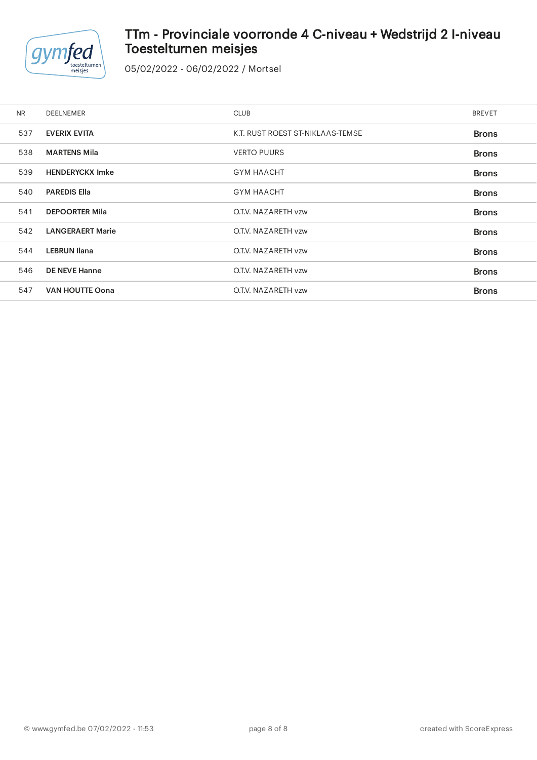# TTm - Provinciale voorronde 4 C-niveau + Wedstrijd 2 I-niveau Toestelturnen meisjes

05/02/2022 - 06/02/2022 / Mortsel

| NR | DEELNEMER | CLUB | BREVET |
|---|---|---|---|
| 537 | **EVERIX EVITA** | K.T. RUST ROEST ST-NIKLAAS-TEMSE | Brons |
| 538 | **MARTENS Mila** | VERTO PUURS | Brons |
| 539 | **HENDERYCKX Imke** | GYM HAACHT | Brons |
| 540 | **PAREDIS Ella** | GYM HAACHT | Brons |
| 541 | **DEPOORTER Mila** | O.T.V. NAZARETH vzw | Brons |
| 542 | **LANGERAERT Marie** | O.T.V. NAZARETH vzw | Brons |
| 544 | **LEBRUN Ilana** | O.T.V. NAZARETH vzw | Brons |
| 546 | **DE NEVE Hanne** | O.T.V. NAZARETH vzw | Brons |
| 547 | **VAN HOUTTE Oona** | O.T.V. NAZARETH vzw | Brons |

© www.gymfed.be 07/02/2022 - 11:53

created with ScoreExpress